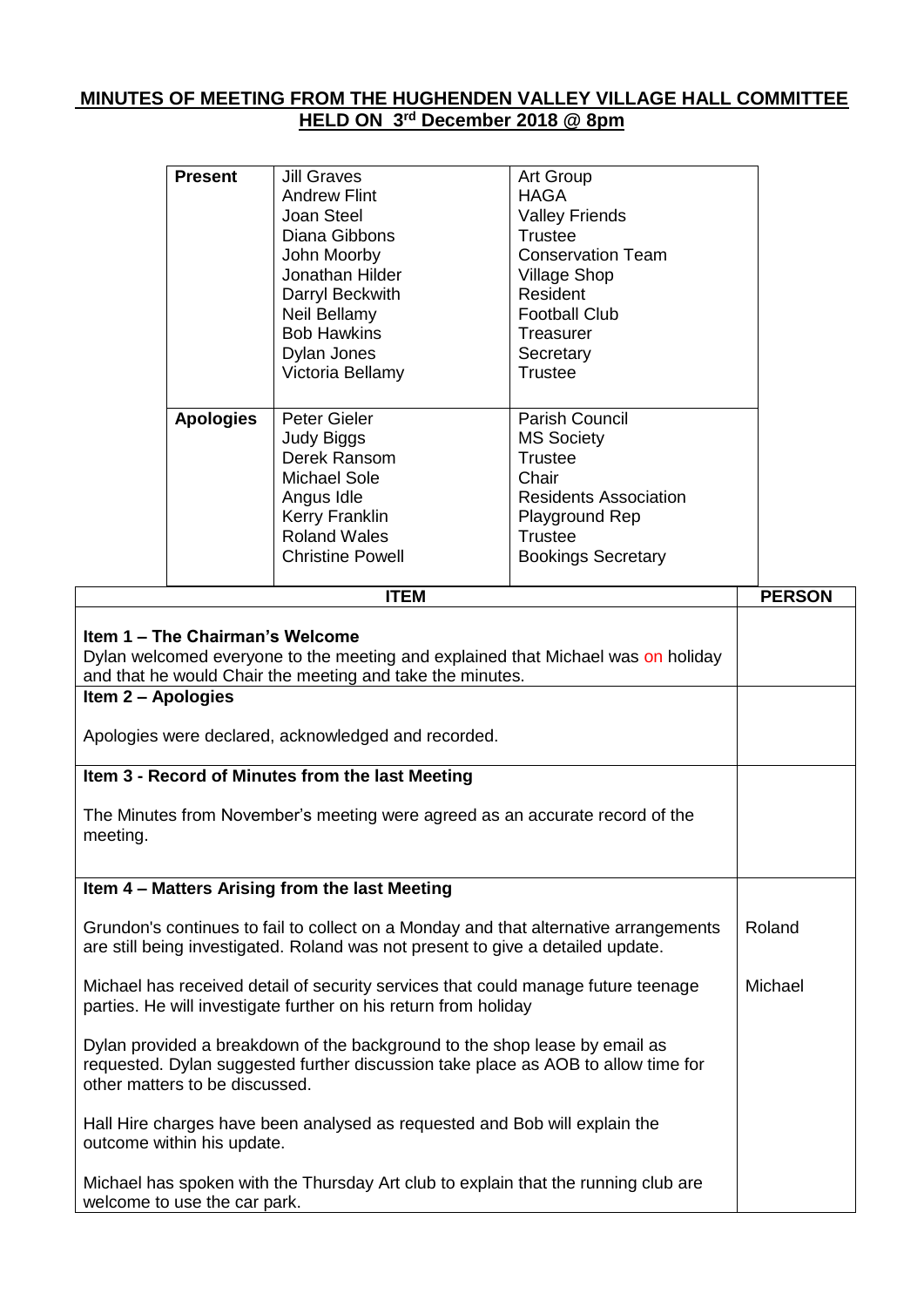**MINUTES OF MEETING FROM THE HUGHENDEN VALLEY VILLAGE HALL COMMITTEE HELD ON 3rd December 2018 @ 8pm**

| | | |
|---|---|---|
| **Present** | Jill Graves<br>Andrew Flint<br>Joan Steel<br>Diana Gibbons<br>John Moorby<br>Jonathan Hilder<br>Darryl Beckwith<br>Neil Bellamy<br>Bob Hawkins<br>Dylan Jones<br>Victoria Bellamy | Art Group<br>HAGA<br>Valley Friends<br>Trustee<br>Conservation Team<br>Village Shop<br>Resident<br>Football Club<br>Treasurer<br>Secretary<br>Trustee |
| **Apologies** | Peter Gieler<br>Judy Biggs<br>Derek Ransom<br>Michael Sole<br>Angus Idle<br>Kerry Franklin<br>Roland Wales<br>Christine Powell | Parish Council<br>MS Society<br>Trustee<br>Chair<br>Residents Association<br>Playground Rep<br>Trustee<br>Bookings Secretary |

| ITEM | PERSON |
|---|---|
| **Item 1 – The Chairman's Welcome**<br>Dylan welcomed everyone to the meeting and explained that Michael was on holiday and that he would Chair the meeting and take the minutes. | |
| **Item 2 – Apologies**<br><br>Apologies were declared, acknowledged and recorded. | |
| **Item 3 - Record of Minutes from the last Meeting**<br><br>The Minutes from November's meeting were agreed as an accurate record of the meeting. | |
| **Item 4 – Matters Arising from the last Meeting** | |
| Grundon's continues to fail to collect on a Monday and that alternative arrangements are still being investigated. Roland was not present to give a detailed update. | Roland |
| Michael has received detail of security services that could manage future teenage parties. He will investigate further on his return from holiday | Michael |
| Dylan provided a breakdown of the background to the shop lease by email as requested. Dylan suggested further discussion take place as AOB to allow time for other matters to be discussed. | |
| Hall Hire charges have been analysed as requested and Bob will explain the outcome within his update. | |
| Michael has spoken with the Thursday Art club to explain that the running club are welcome to use the car park. | |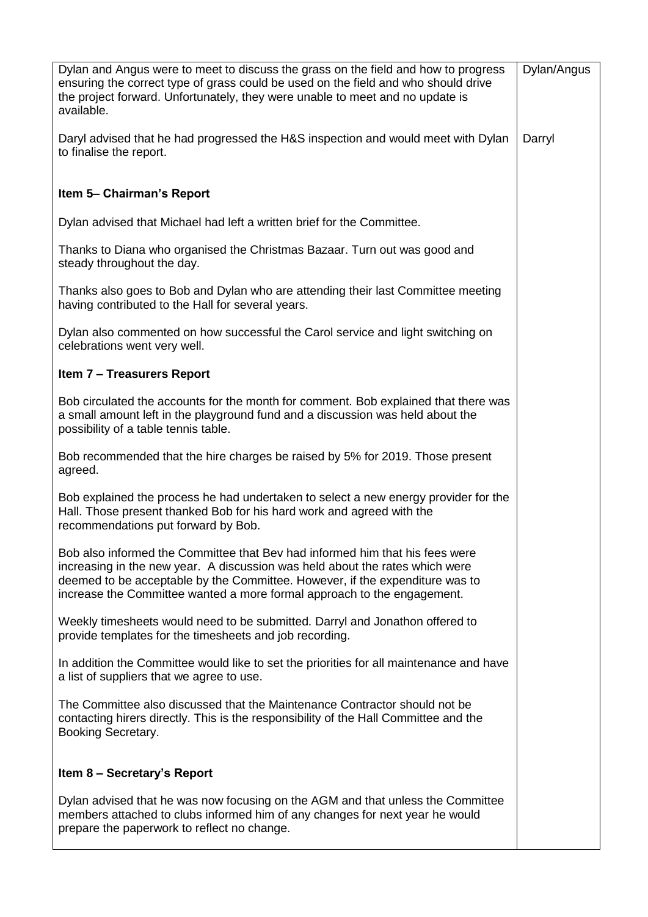| | |
|---|---|
| Dylan and Angus were to meet to discuss the grass on the field and how to progress ensuring the correct type of grass could be used on the field and who should drive the project forward. Unfortunately, they were unable to meet and no update is available. | Dylan/Angus |
| Daryl advised that he had progressed the H&S inspection and would meet with Dylan to finalise the report. | Darryl |
| **Item 5– Chairman's Report** | |
| Dylan advised that Michael had left a written brief for the Committee. | |
| Thanks to Diana who organised the Christmas Bazaar. Turn out was good and steady throughout the day. | |
| Thanks also goes to Bob and Dylan who are attending their last Committee meeting having contributed to the Hall for several years. | |
| Dylan also commented on how successful the Carol service and light switching on celebrations went very well. | |
| **Item 7 – Treasurers Report** | |
| Bob circulated the accounts for the month for comment. Bob explained that there was a small amount left in the playground fund and a discussion was held about the possibility of a table tennis table. | |
| Bob recommended that the hire charges be raised by 5% for 2019. Those present agreed. | |
| Bob explained the process he had undertaken to select a new energy provider for the Hall. Those present thanked Bob for his hard work and agreed with the recommendations put forward by Bob. | |
| Bob also informed the Committee that Bev had informed him that his fees were increasing in the new year. A discussion was held about the rates which were deemed to be acceptable by the Committee. However, if the expenditure was to increase the Committee wanted a more formal approach to the engagement. | |
| Weekly timesheets would need to be submitted. Darryl and Jonathon offered to provide templates for the timesheets and job recording. | |
| In addition the Committee would like to set the priorities for all maintenance and have a list of suppliers that we agree to use. | |
| The Committee also discussed that the Maintenance Contractor should not be contacting hirers directly. This is the responsibility of the Hall Committee and the Booking Secretary. | |
| **Item 8 – Secretary's Report** | |
| Dylan advised that he was now focusing on the AGM and that unless the Committee members attached to clubs informed him of any changes for next year he would prepare the paperwork to reflect no change. | |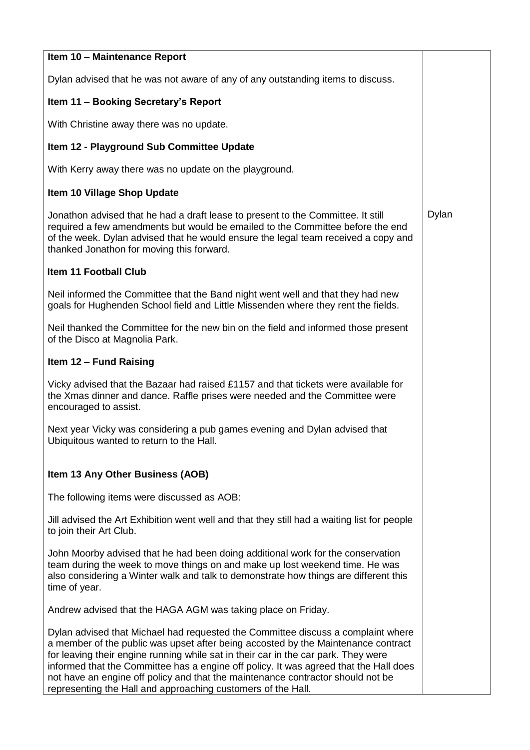| | |
|---|---|
| **Item 10 – Maintenance Report**<br><br>Dylan advised that he was not aware of any of any outstanding items to discuss.<br><br>**Item 11 – Booking Secretary's Report**<br><br>With Christine away there was no update.<br><br>**Item 12 - Playground Sub Committee Update**<br><br>With Kerry away there was no update on the playground.<br><br>**Item 10 Village Shop Update**<br><br>Jonathon advised that he had a draft lease to present to the Committee. It still required a few amendments but would be emailed to the Committee before the end of the week. Dylan advised that he would ensure the legal team received a copy and thanked Jonathon for moving this forward.<br><br>**Item 11 Football Club**<br><br>Neil informed the Committee that the Band night went well and that they had new goals for Hughenden School field and Little Missenden where they rent the fields.<br><br>Neil thanked the Committee for the new bin on the field and informed those present of the Disco at Magnolia Park.<br><br>**Item 12 – Fund Raising**<br><br>Vicky advised that the Bazaar had raised £1157 and that tickets were available for the Xmas dinner and dance. Raffle prises were needed and the Committee were encouraged to assist.<br><br>Next year Vicky was considering a pub games evening and Dylan advised that Ubiquitous wanted to return to the Hall.<br><br>**Item 13 Any Other Business (AOB)**<br><br>The following items were discussed as AOB:<br><br>Jill advised the Art Exhibition went well and that they still had a waiting list for people to join their Art Club.<br><br>John Moorby advised that he had been doing additional work for the conservation team during the week to move things on and make up lost weekend time. He was also considering a Winter walk and talk to demonstrate how things are different this time of year.<br><br>Andrew advised that the HAGA AGM was taking place on Friday.<br><br>Dylan advised that Michael had requested the Committee discuss a complaint where a member of the public was upset after being accosted by the Maintenance contract for leaving their engine running while sat in their car in the car park. They were informed that the Committee has a engine off policy. It was agreed that the Hall does not have an engine off policy and that the maintenance contractor should not be representing the Hall and approaching customers of the Hall. | Dylan |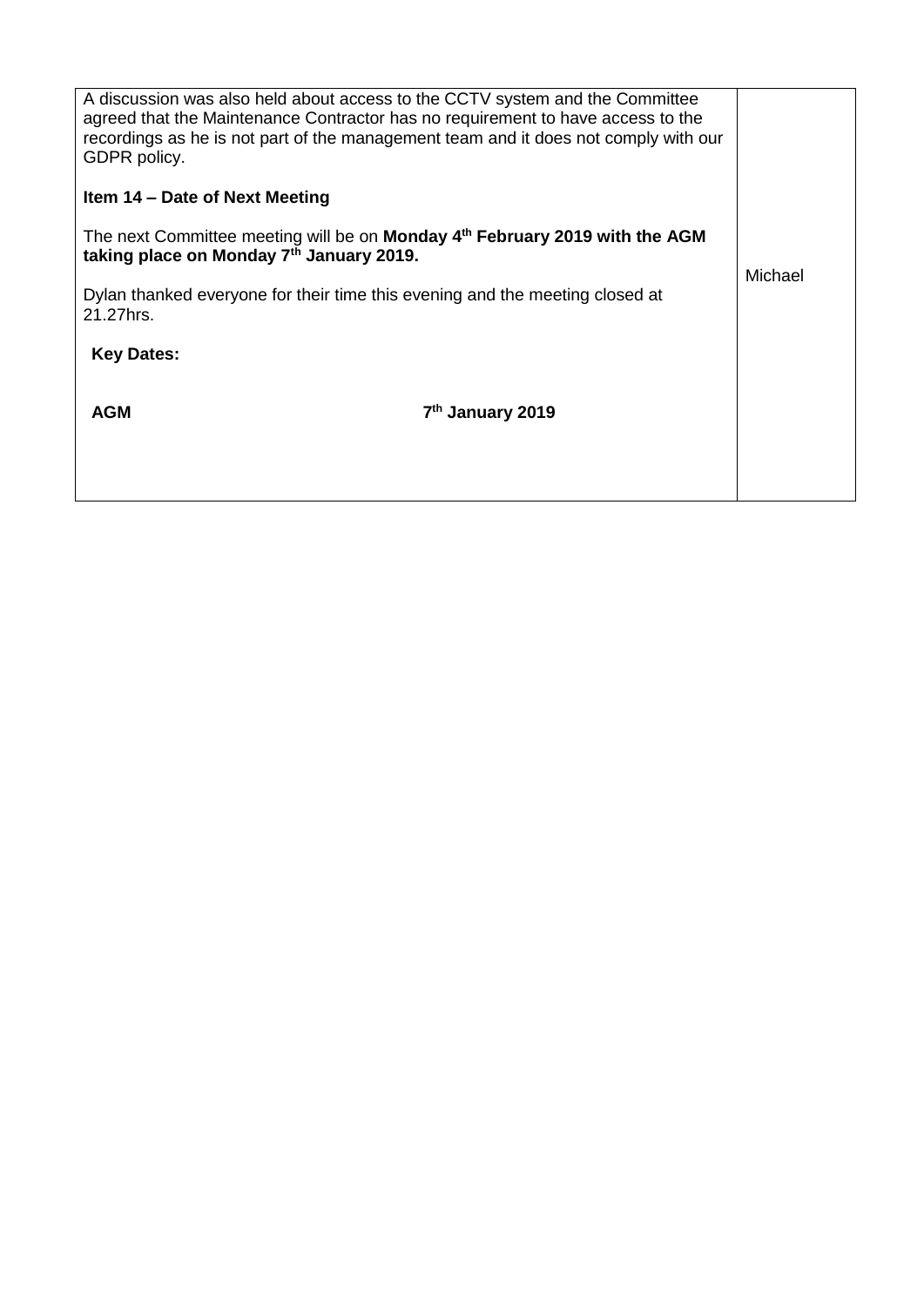| | |
|---|---|
| A discussion was also held about access to the CCTV system and the Committee agreed that the Maintenance Contractor has no requirement to have access to the recordings as he is not part of the management team and it does not comply with our GDPR policy.<br><br>**Item 14 – Date of Next Meeting**<br><br>The next Committee meeting will be on **Monday 4th February 2019 with the AGM taking place on Monday 7th January 2019.**<br><br>Dylan thanked everyone for their time this evening and the meeting closed at 21.27hrs.<br><br>**Key Dates:**<br><br>**AGM** **7th January 2019** | Michael |